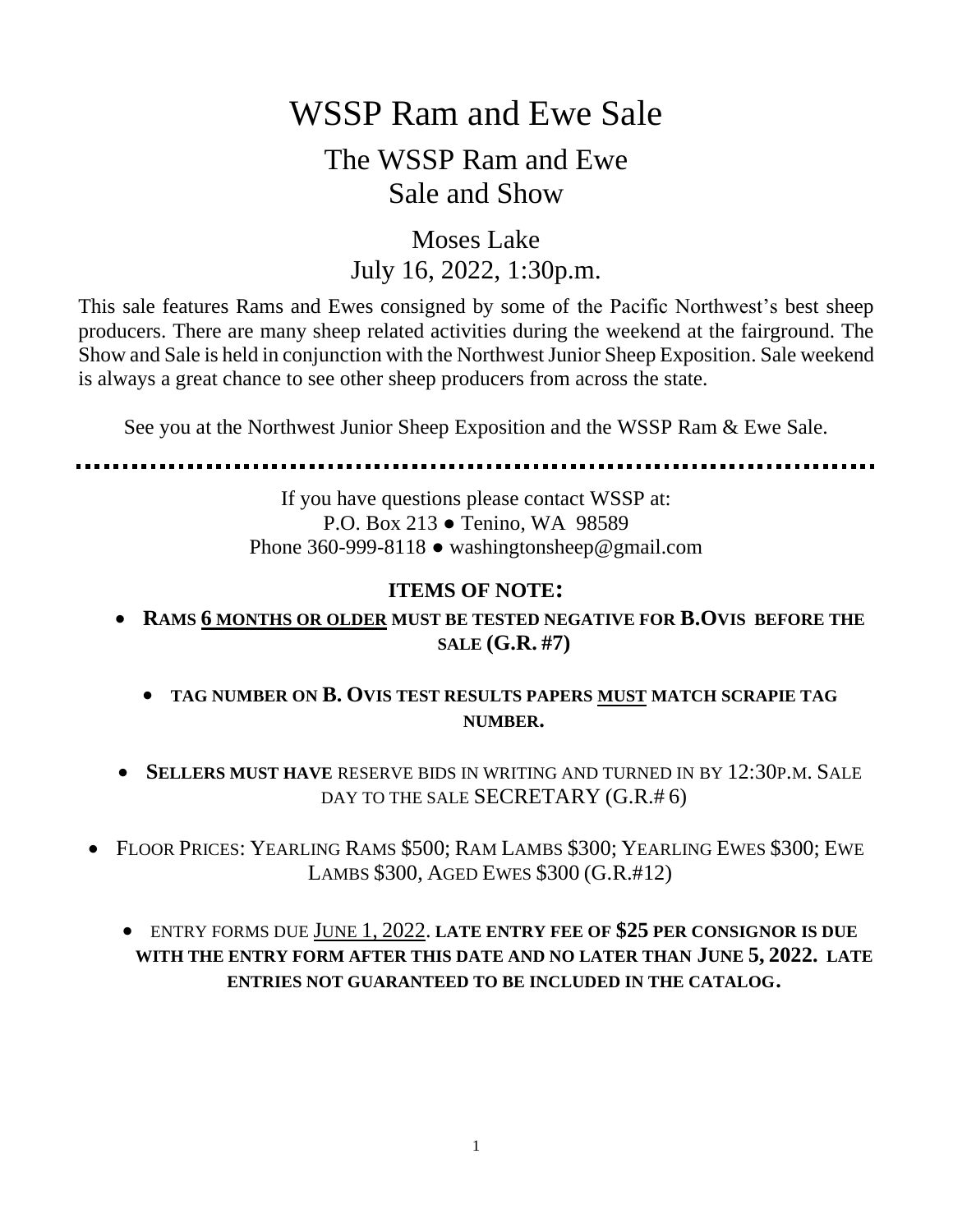# WSSP Ram and Ewe Sale

## The WSSP Ram and Ewe Sale and Show

### Moses Lake
### July 16, 2022, 1:30p.m.

This sale features Rams and Ewes consigned by some of the Pacific Northwest's best sheep producers. There are many sheep related activities during the weekend at the fairground. The Show and Sale is held in conjunction with the Northwest Junior Sheep Exposition. Sale weekend is always a great chance to see other sheep producers from across the state.

See you at the Northwest Junior Sheep Exposition and the WSSP Ram & Ewe Sale.

---

If you have questions please contact WSSP at:
P.O. Box 213 ● Tenino, WA 98589
Phone 360-999-8118 ● washingtonsheep@gmail.com

**ITEMS OF NOTE:**

- **RAMS 6 MONTHS OR OLDER MUST BE TESTED NEGATIVE FOR B.OVIS BEFORE THE SALE (G.R. #7)**
- **TAG NUMBER ON B. OVIS TEST RESULTS PAPERS MUST MATCH SCRAPIE TAG NUMBER.**
- **SELLERS MUST HAVE** RESERVE BIDS IN WRITING AND TURNED IN BY 12:30P.M. SALE DAY TO THE SALE SECRETARY (G.R.# 6)
- FLOOR PRICES: YEARLING RAMS $500; RAM LAMBS $300; YEARLING EWES $300; EWE LAMBS $300, AGED EWES $300 (G.R.#12)
- ENTRY FORMS DUE JUNE 1, 2022. **LATE ENTRY FEE OF $25 PER CONSIGNOR IS DUE WITH THE ENTRY FORM AFTER THIS DATE AND NO LATER THAN JUNE 5, 2022. LATE ENTRIES NOT GUARANTEED TO BE INCLUDED IN THE CATALOG.**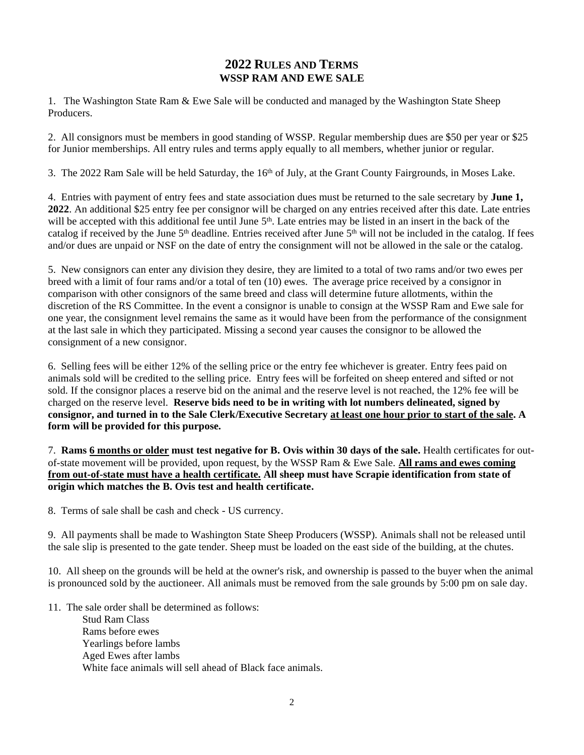## 2022 Rules and Terms
### WSSP RAM AND EWE SALE

1. The Washington State Ram & Ewe Sale will be conducted and managed by the Washington State Sheep Producers.

2. All consignors must be members in good standing of WSSP. Regular membership dues are $50 per year or $25 for Junior memberships. All entry rules and terms apply equally to all members, whether junior or regular.

3. The 2022 Ram Sale will be held Saturday, the 16th of July, at the Grant County Fairgrounds, in Moses Lake.

4. Entries with payment of entry fees and state association dues must be returned to the sale secretary by **June 1, 2022**. An additional $25 entry fee per consignor will be charged on any entries received after this date. Late entries will be accepted with this additional fee until June 5th. Late entries may be listed in an insert in the back of the catalog if received by the June 5th deadline. Entries received after June 5th will not be included in the catalog. If fees and/or dues are unpaid or NSF on the date of entry the consignment will not be allowed in the sale or the catalog.

5. New consignors can enter any division they desire, they are limited to a total of two rams and/or two ewes per breed with a limit of four rams and/or a total of ten (10) ewes. The average price received by a consignor in comparison with other consignors of the same breed and class will determine future allotments, within the discretion of the RS Committee. In the event a consignor is unable to consign at the WSSP Ram and Ewe sale for one year, the consignment level remains the same as it would have been from the performance of the consignment at the last sale in which they participated. Missing a second year causes the consignor to be allowed the consignment of a new consignor.

6. Selling fees will be either 12% of the selling price or the entry fee whichever is greater. Entry fees paid on animals sold will be credited to the selling price. Entry fees will be forfeited on sheep entered and sifted or not sold. If the consignor places a reserve bid on the animal and the reserve level is not reached, the 12% fee will be charged on the reserve level. **Reserve bids need to be in writing with lot numbers delineated, signed by consignor, and turned in to the Sale Clerk/Executive Secretary <u>at least one hour prior to start of the sale</u>. A form will be provided for this purpose.**

7. **Rams <u>6 months or older</u> must test negative for B. Ovis within 30 days of the sale.** Health certificates for out-of-state movement will be provided, upon request, by the WSSP Ram & Ewe Sale. **<u>All rams and ewes coming from out-of-state must have a health certificate.</u> All sheep must have Scrapie identification from state of origin which matches the B. Ovis test and health certificate.**

8. Terms of sale shall be cash and check - US currency.

9. All payments shall be made to Washington State Sheep Producers (WSSP). Animals shall not be released until the sale slip is presented to the gate tender. Sheep must be loaded on the east side of the building, at the chutes.

10. All sheep on the grounds will be held at the owner's risk, and ownership is passed to the buyer when the animal is pronounced sold by the auctioneer. All animals must be removed from the sale grounds by 5:00 pm on sale day.

11. The sale order shall be determined as follows:
    - Stud Ram Class
    - Rams before ewes
    - Yearlings before lambs
    - Aged Ewes after lambs
    - White face animals will sell ahead of Black face animals.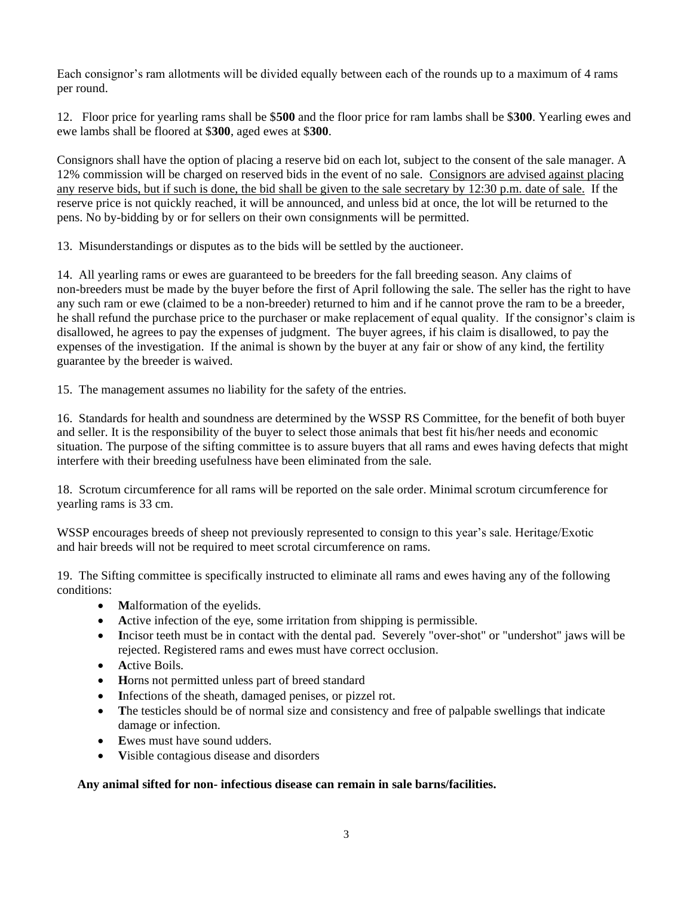Each consignor's ram allotments will be divided equally between each of the rounds up to a maximum of 4 rams per round.

12. Floor price for yearling rams shall be $**500** and the floor price for ram lambs shall be $**300**. Yearling ewes and ewe lambs shall be floored at $**300**, aged ewes at $**300**.

Consignors shall have the option of placing a reserve bid on each lot, subject to the consent of the sale manager. A 12% commission will be charged on reserved bids in the event of no sale. <u>Consignors are advised against placing any reserve bids, but if such is done, the bid shall be given to the sale secretary by 12:30 p.m. date of sale.</u> If the reserve price is not quickly reached, it will be announced, and unless bid at once, the lot will be returned to the pens. No by-bidding by or for sellers on their own consignments will be permitted.

13. Misunderstandings or disputes as to the bids will be settled by the auctioneer.

14. All yearling rams or ewes are guaranteed to be breeders for the fall breeding season. Any claims of non-breeders must be made by the buyer before the first of April following the sale. The seller has the right to have any such ram or ewe (claimed to be a non-breeder) returned to him and if he cannot prove the ram to be a breeder, he shall refund the purchase price to the purchaser or make replacement of equal quality. If the consignor's claim is disallowed, he agrees to pay the expenses of judgment. The buyer agrees, if his claim is disallowed, to pay the expenses of the investigation. If the animal is shown by the buyer at any fair or show of any kind, the fertility guarantee by the breeder is waived.

15. The management assumes no liability for the safety of the entries.

16. Standards for health and soundness are determined by the WSSP RS Committee, for the benefit of both buyer and seller. It is the responsibility of the buyer to select those animals that best fit his/her needs and economic situation. The purpose of the sifting committee is to assure buyers that all rams and ewes having defects that might interfere with their breeding usefulness have been eliminated from the sale.

18. Scrotum circumference for all rams will be reported on the sale order. Minimal scrotum circumference for yearling rams is 33 cm.

WSSP encourages breeds of sheep not previously represented to consign to this year's sale. Heritage/Exotic and hair breeds will not be required to meet scrotal circumference on rams.

19. The Sifting committee is specifically instructed to eliminate all rams and ewes having any of the following conditions:

- **M**alformation of the eyelids.
- **A**ctive infection of the eye, some irritation from shipping is permissible.
- **I**ncisor teeth must be in contact with the dental pad. Severely "over-shot" or "undershot" jaws will be rejected. Registered rams and ewes must have correct occlusion.
- **A**ctive Boils.
- **H**orns not permitted unless part of breed standard
- **I**nfections of the sheath, damaged penises, or pizzel rot.
- **T**he testicles should be of normal size and consistency and free of palpable swellings that indicate damage or infection.
- **E**wes must have sound udders.
- **V**isible contagious disease and disorders

**Any animal sifted for non- infectious disease can remain in sale barns/facilities.**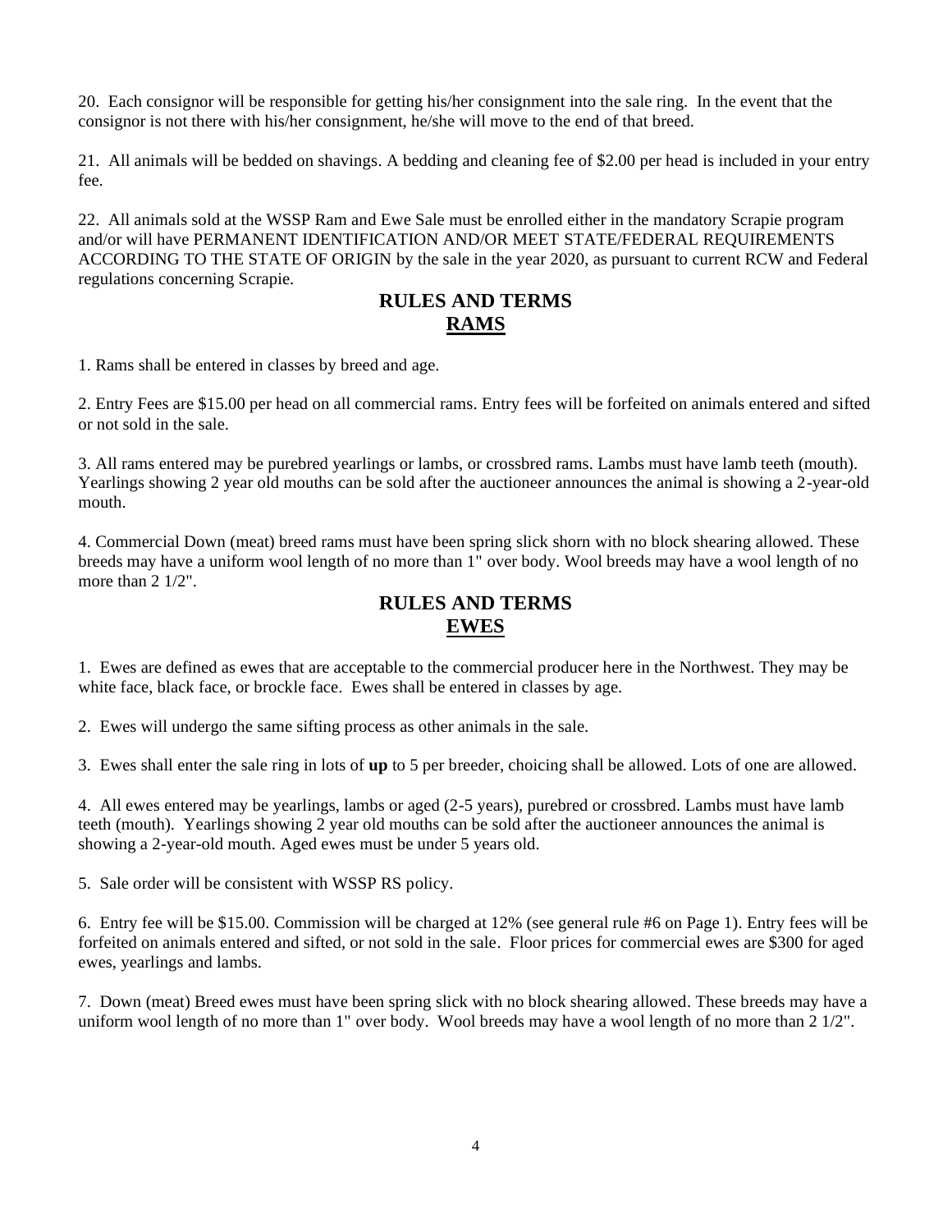20. Each consignor will be responsible for getting his/her consignment into the sale ring. In the event that the consignor is not there with his/her consignment, he/she will move to the end of that breed.

21. All animals will be bedded on shavings. A bedding and cleaning fee of $2.00 per head is included in your entry fee.

22. All animals sold at the WSSP Ram and Ewe Sale must be enrolled either in the mandatory Scrapie program and/or will have PERMANENT IDENTIFICATION AND/OR MEET STATE/FEDERAL REQUIREMENTS ACCORDING TO THE STATE OF ORIGIN by the sale in the year 2020, as pursuant to current RCW and Federal regulations concerning Scrapie.

## RULES AND TERMS
## <u>RAMS</u>

1. Rams shall be entered in classes by breed and age.

2. Entry Fees are $15.00 per head on all commercial rams. Entry fees will be forfeited on animals entered and sifted or not sold in the sale.

3. All rams entered may be purebred yearlings or lambs, or crossbred rams. Lambs must have lamb teeth (mouth). Yearlings showing 2 year old mouths can be sold after the auctioneer announces the animal is showing a 2-year-old mouth.

4. Commercial Down (meat) breed rams must have been spring slick shorn with no block shearing allowed. These breeds may have a uniform wool length of no more than 1" over body. Wool breeds may have a wool length of no more than 2 1/2".

## RULES AND TERMS
## <u>EWES</u>

1. Ewes are defined as ewes that are acceptable to the commercial producer here in the Northwest. They may be white face, black face, or brockle face. Ewes shall be entered in classes by age.

2. Ewes will undergo the same sifting process as other animals in the sale.

3. Ewes shall enter the sale ring in lots of **up** to 5 per breeder, choicing shall be allowed. Lots of one are allowed.

4. All ewes entered may be yearlings, lambs or aged (2-5 years), purebred or crossbred. Lambs must have lamb teeth (mouth). Yearlings showing 2 year old mouths can be sold after the auctioneer announces the animal is showing a 2-year-old mouth. Aged ewes must be under 5 years old.

5. Sale order will be consistent with WSSP RS policy.

6. Entry fee will be $15.00. Commission will be charged at 12% (see general rule #6 on Page 1). Entry fees will be forfeited on animals entered and sifted, or not sold in the sale. Floor prices for commercial ewes are $300 for aged ewes, yearlings and lambs.

7. Down (meat) Breed ewes must have been spring slick with no block shearing allowed. These breeds may have a uniform wool length of no more than 1" over body. Wool breeds may have a wool length of no more than 2 1/2".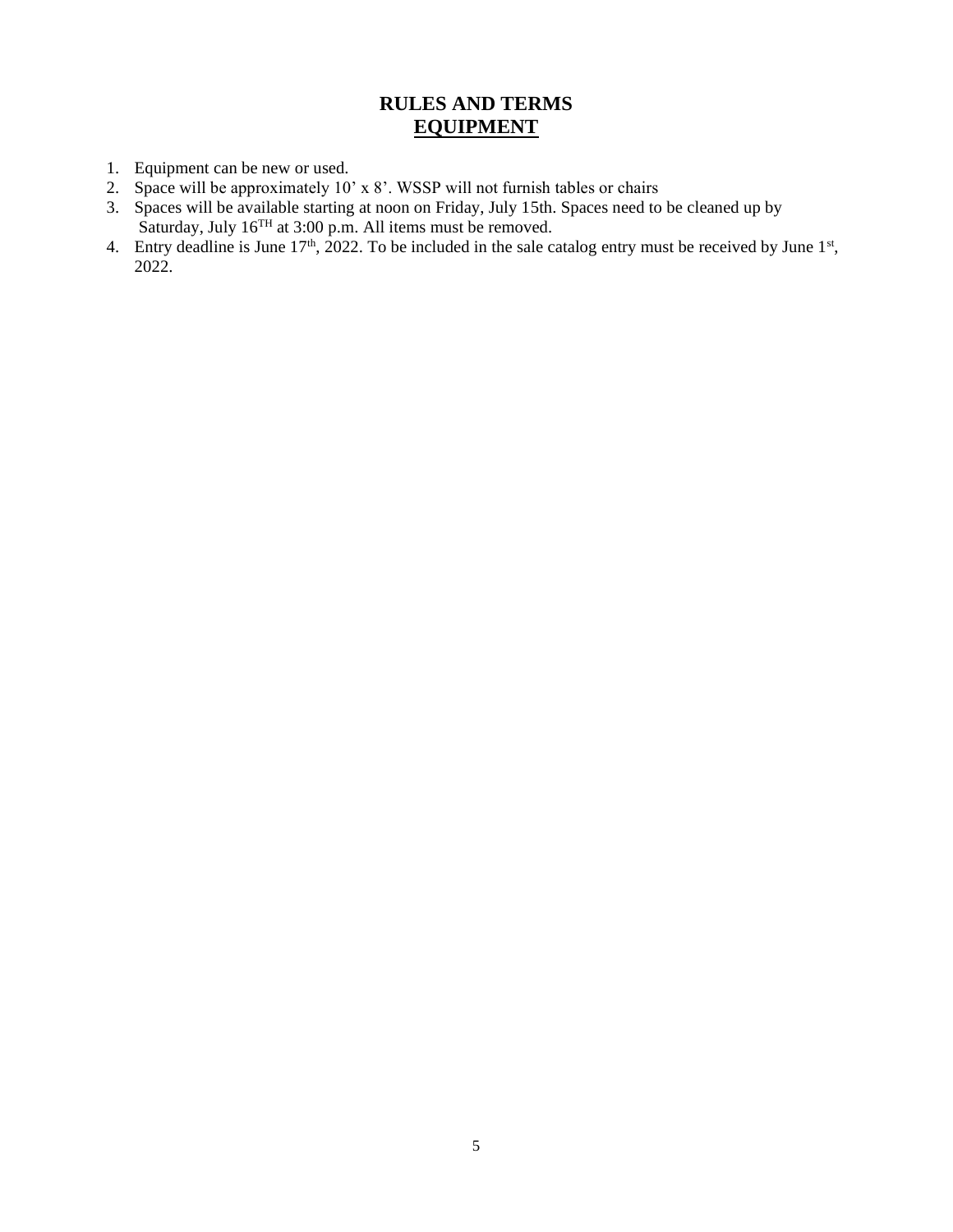# RULES AND TERMS
## EQUIPMENT

1. Equipment can be new or used.
2. Space will be approximately 10' x 8'. WSSP will not furnish tables or chairs
3. Spaces will be available starting at noon on Friday, July 15th. Spaces need to be cleaned up by Saturday, July 16TH at 3:00 p.m. All items must be removed.
4. Entry deadline is June 17th, 2022. To be included in the sale catalog entry must be received by June 1st, 2022.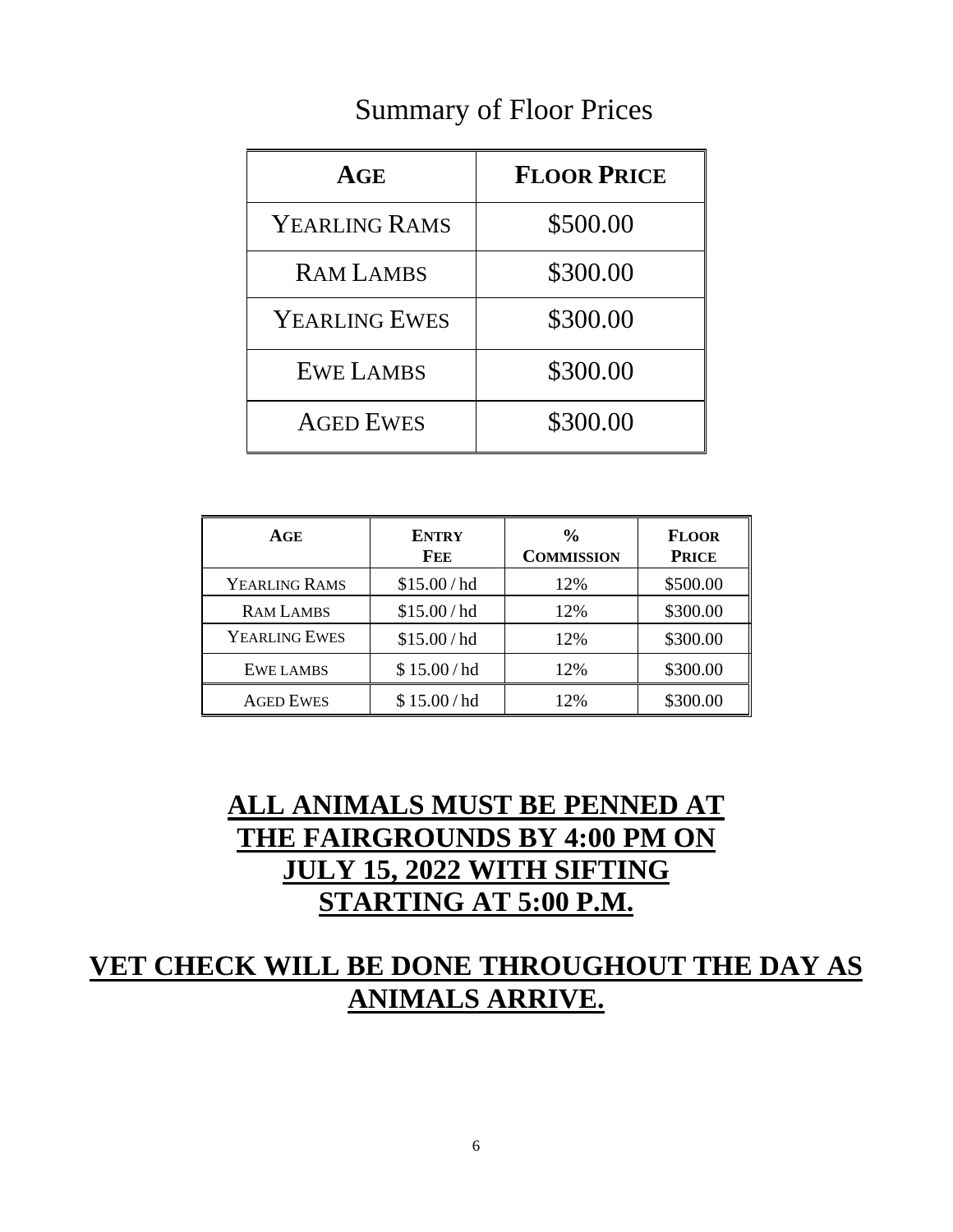# Summary of Floor Prices

| Age | Floor Price |
| --- | --- |
| Yearling Rams | $500.00 |
| Ram Lambs | $300.00 |
| Yearling Ewes | $300.00 |
| Ewe Lambs | $300.00 |
| Aged Ewes | $300.00 |

| Age | Entry Fee | % Commission | Floor Price |
| --- | --- | --- | --- |
| Yearling Rams | $15.00 / hd | 12% | $500.00 |
| Ram Lambs | $15.00 / hd | 12% | $300.00 |
| Yearling Ewes | $15.00 / hd | 12% | $300.00 |
| Ewe lambs | $ 15.00 / hd | 12% | $300.00 |
| Aged Ewes | $ 15.00 / hd | 12% | $300.00 |

**ALL ANIMALS MUST BE PENNED AT THE FAIRGROUNDS BY 4:00 PM ON JULY 15, 2022 WITH SIFTING STARTING AT 5:00 P.M.**

**VET CHECK WILL BE DONE THROUGHOUT THE DAY AS ANIMALS ARRIVE.**